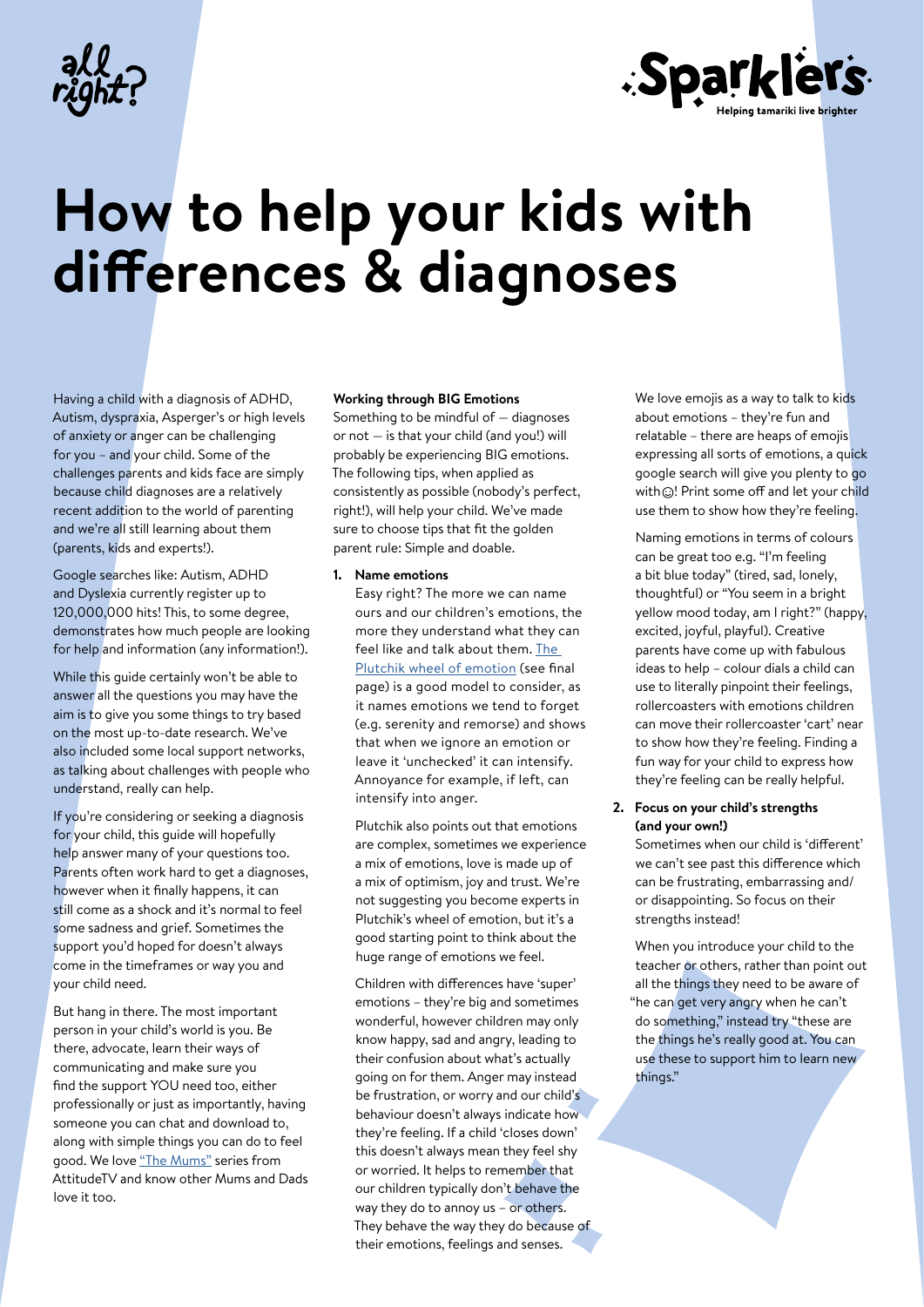# How to help your kids with differences & diagnoses

Having a child with a diagnosis of ADHD, Autism, dyspraxia, Asperger's or high levels of anxiety or anger can be challenging for you – and your child. Some of the challenges parents and kids face are simply because child diagnoses are a relatively recent addition to the world of parenting and we're all still learning about them (parents, kids and experts!).

Google searches like: Autism, ADHD and Dyslexia currently register up to 120,000,000 hits! This, to some degree, demonstrates how much people are looking for help and information (any information!).

While this guide certainly won't be able to answer all the questions you may have the aim is to give you some things to try based on the most up-to-date research. We've also included some local support networks, as talking about challenges with people who understand, really can help.

If you're considering or seeking a diagnosis for your child, this guide will hopefully help answer many of your questions too. Parents often work hard to get a diagnoses, however when it finally happens, it can still come as a shock and it's normal to feel some sadness and grief. Sometimes the support you'd hoped for doesn't always come in the timeframes or way you and your child need.

But hang in there. The most important person in your child's world is you. Be there, advocate, learn their ways of communicating and make sure you find the support YOU need too, either professionally or just as importantly, having someone you can chat and download to, along with simple things you can do to feel good. We love "The Mums" series from AttitudeTV and know other Mums and Dads love it too.

**Working through BIG Emotions**

Something to be mindful of — diagnoses or not — is that your child (and you!) will probably be experiencing BIG emotions. The following tips, when applied as consistently as possible (nobody's perfect, right!), will help your child. We've made sure to choose tips that fit the golden parent rule: Simple and doable.

1. **Name emotions**

   Easy right? The more we can name ours and our children's emotions, the more they understand what they can feel like and talk about them. The Plutchik wheel of emotion (see final page) is a good model to consider, as it names emotions we tend to forget (e.g. serenity and remorse) and shows that when we ignore an emotion or leave it 'unchecked' it can intensify. Annoyance for example, if left, can intensify into anger.

   Plutchik also points out that emotions are complex, sometimes we experience a mix of emotions, love is made up of a mix of optimism, joy and trust. We're not suggesting you become experts in Plutchik's wheel of emotion, but it's a good starting point to think about the huge range of emotions we feel.

   Children with differences have 'super' emotions – they're big and sometimes wonderful, however children may only know happy, sad and angry, leading to their confusion about what's actually going on for them. Anger may instead be frustration, or worry and our child's behaviour doesn't always indicate how they're feeling. If a child 'closes down' this doesn't always mean they feel shy or worried. It helps to remember that our children typically don't behave the way they do to annoy us – or others. They behave the way they do because of their emotions, feelings and senses.

   We love emojis as a way to talk to kids about emotions – they're fun and relatable – there are heaps of emojis expressing all sorts of emotions, a quick google search will give you plenty to go with☺! Print some off and let your child use them to show how they're feeling.

   Naming emotions in terms of colours can be great too e.g. "I'm feeling a bit blue today" (tired, sad, lonely, thoughtful) or "You seem in a bright yellow mood today, am I right?" (happy, excited, joyful, playful). Creative parents have come up with fabulous ideas to help – colour dials a child can use to literally pinpoint their feelings, rollercoasters with emotions children can move their rollercoaster 'cart' near to show how they're feeling. Finding a fun way for your child to express how they're feeling can be really helpful.

2. **Focus on your child's strengths (and your own!)**

   Sometimes when our child is 'different' we can't see past this difference which can be frustrating, embarrassing and/or disappointing. So focus on their strengths instead!

   When you introduce your child to the teacher or others, rather than point out all the things they need to be aware of "he can get very angry when he can't do something," instead try "these are the things he's really good at. You can use these to support him to learn new things."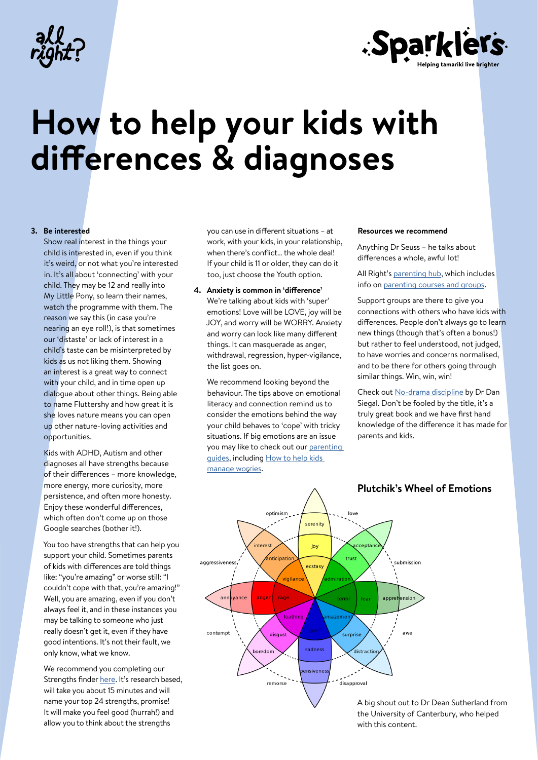# How to help your kids with differences & diagnoses

3. **Be interested**
   Show real interest in the things your child is interested in, even if you think it's weird, or not what you're interested in. It's all about 'connecting' with your child. They may be 12 and really into My Little Pony, so learn their names, watch the programme with them. The reason we say this (in case you're nearing an eye roll!), is that sometimes our 'distaste' or lack of interest in a child's taste can be misinterpreted by kids as us not liking them. Showing an interest is a great way to connect with your child, and in time open up dialogue about other things. Being able to name Fluttershy and how great it is she loves nature means you can open up other nature-loving activities and opportunities.

   Kids with ADHD, Autism and other diagnoses all have strengths because of their differences – more knowledge, more energy, more curiosity, more persistence, and often more honesty. Enjoy these wonderful differences, which often don't come up on those Google searches (bother it!).

   You too have strengths that can help you support your child. Sometimes parents of kids with differences are told things like: "you're amazing" or worse still: "I couldn't cope with that, you're amazing!" Well, you are amazing, even if you don't always feel it, and in these instances you may be talking to someone who just really doesn't get it, even if they have good intentions. It's not their fault, we only know, what we know.

   We recommend you completing our Strengths finder [here](). It's research based, will take you about 15 minutes and will name your top 24 strengths, promise! It will make you feel good (hurrah!) and allow you to think about the strengths you can use in different situations – at work, with your kids, in your relationship, when there's conflict... the whole deal! If your child is 11 or older, they can do it too, just choose the Youth option.

4. **Anxiety is common in 'difference'**
   We're talking about kids with 'super' emotions! Love will be LOVE, joy will be JOY, and worry will be WORRY. Anxiety and worry can look like many different things. It can masquerade as anger, withdrawal, regression, hyper-vigilance, the list goes on.

   We recommend looking beyond the behaviour. The tips above on emotional literacy and connection remind us to consider the emotions behind the way your child behaves to 'cope' with tricky situations. If big emotions are an issue you may like to check out our [parenting guides](), including [How to help kids manage worries]().

**Resources we recommend**

Anything Dr Seuss – he talks about differences a whole, awful lot!

All Right's [parenting hub](), which includes info on [parenting courses and groups]().

Support groups are there to give you connections with others who have kids with differences. People don't always go to learn new things (though that's often a bonus!) but rather to feel understood, not judged, to have worries and concerns normalised, and to be there for others going through similar things. Win, win, win!

Check out [No-drama discipline]() by Dr Dan Siegal. Don't be fooled by the title, it's a truly great book and we have first hand knowledge of the difference it has made for parents and kids.

## Plutchik's Wheel of Emotions

optimism
love
serenity
joy
ecstasy
interest
anticipation
vigilance
acceptance
trust
admiration
aggressiveness
submission
annoyance
anger
rage
terror
fear
apprehension
loathing
amazement
contempt
disgust
grief
surprise
awe
boredom
sadness
distraction
pensiveness
remorse
disapproval

A big shout out to Dr Dean Sutherland from the University of Canterbury, who helped with this content.